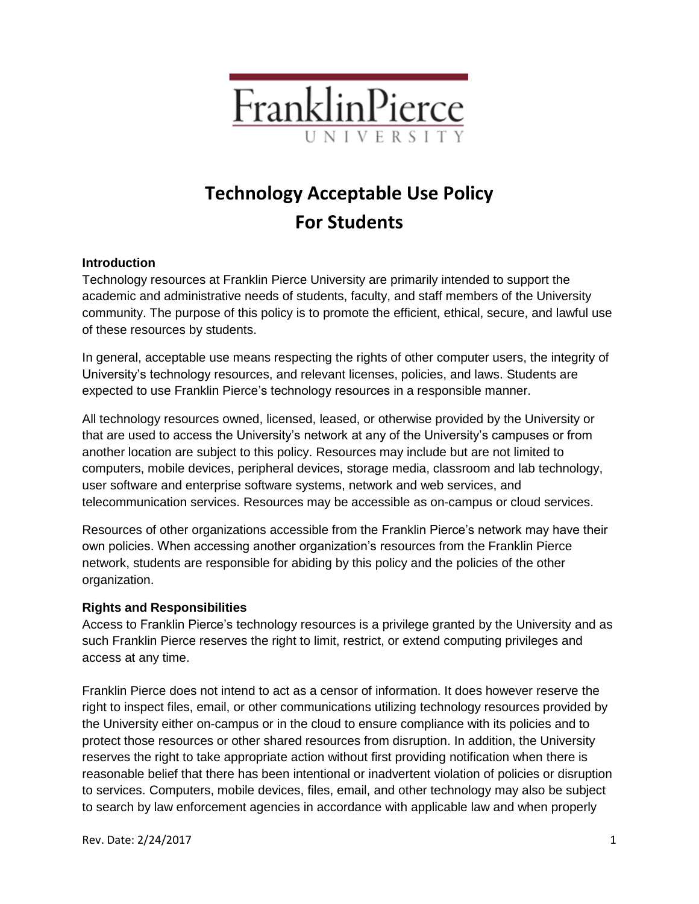FranklinPierce UNIVERSITY

# Technology Acceptable Use Policy For Students

### Introduction

Technology resources at Franklin Pierce University are primarily intended to support the academic and administrative needs of students, faculty, and staff members of the University community. The purpose of this policy is to promote the efficient, ethical, secure, and lawful use of these resources by students.

In general, acceptable use means respecting the rights of other computer users, the integrity of University's technology resources, and relevant licenses, policies, and laws. Students are expected to use Franklin Pierce's technology resources in a responsible manner.

All technology resources owned, licensed, leased, or otherwise provided by the University or that are used to access the University's network at any of the University's campuses or from another location are subject to this policy. Resources may include but are not limited to computers, mobile devices, peripheral devices, storage media, classroom and lab technology, user software and enterprise software systems, network and web services, and telecommunication services. Resources may be accessible as on-campus or cloud services.

Resources of other organizations accessible from the Franklin Pierce's network may have their own policies. When accessing another organization's resources from the Franklin Pierce network, students are responsible for abiding by this policy and the policies of the other organization.

### Rights and Responsibilities

Access to Franklin Pierce's technology resources is a privilege granted by the University and as such Franklin Pierce reserves the right to limit, restrict, or extend computing privileges and access at any time.

Franklin Pierce does not intend to act as a censor of information. It does however reserve the right to inspect files, email, or other communications utilizing technology resources provided by the University either on-campus or in the cloud to ensure compliance with its policies and to protect those resources or other shared resources from disruption. In addition, the University reserves the right to take appropriate action without first providing notification when there is reasonable belief that there has been intentional or inadvertent violation of policies or disruption to services. Computers, mobile devices, files, email, and other technology may also be subject to search by law enforcement agencies in accordance with applicable law and when properly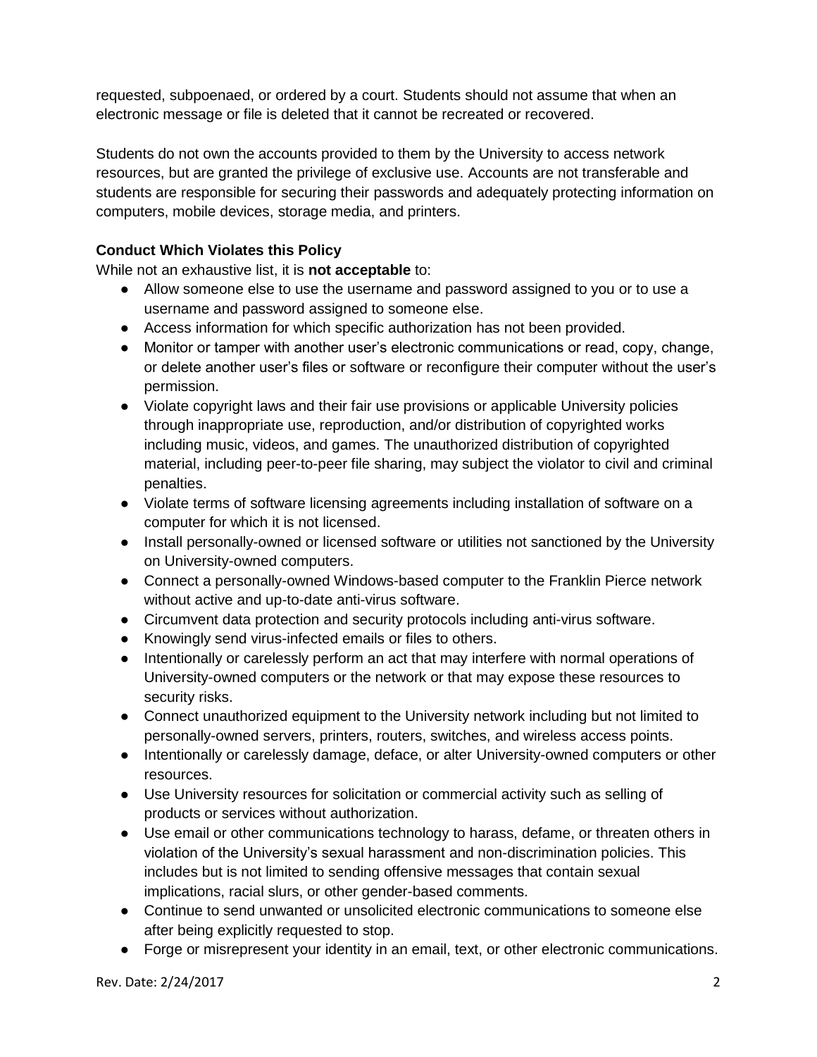requested, subpoenaed, or ordered by a court. Students should not assume that when an electronic message or file is deleted that it cannot be recreated or recovered.

Students do not own the accounts provided to them by the University to access network resources, but are granted the privilege of exclusive use. Accounts are not transferable and students are responsible for securing their passwords and adequately protecting information on computers, mobile devices, storage media, and printers.

**Conduct Which Violates this Policy**

While not an exhaustive list, it is **not acceptable** to:

- Allow someone else to use the username and password assigned to you or to use a username and password assigned to someone else.
- Access information for which specific authorization has not been provided.
- Monitor or tamper with another user's electronic communications or read, copy, change, or delete another user's files or software or reconfigure their computer without the user's permission.
- Violate copyright laws and their fair use provisions or applicable University policies through inappropriate use, reproduction, and/or distribution of copyrighted works including music, videos, and games. The unauthorized distribution of copyrighted material, including peer-to-peer file sharing, may subject the violator to civil and criminal penalties.
- Violate terms of software licensing agreements including installation of software on a computer for which it is not licensed.
- Install personally-owned or licensed software or utilities not sanctioned by the University on University-owned computers.
- Connect a personally-owned Windows-based computer to the Franklin Pierce network without active and up-to-date anti-virus software.
- Circumvent data protection and security protocols including anti-virus software.
- Knowingly send virus-infected emails or files to others.
- Intentionally or carelessly perform an act that may interfere with normal operations of University-owned computers or the network or that may expose these resources to security risks.
- Connect unauthorized equipment to the University network including but not limited to personally-owned servers, printers, routers, switches, and wireless access points.
- Intentionally or carelessly damage, deface, or alter University-owned computers or other resources.
- Use University resources for solicitation or commercial activity such as selling of products or services without authorization.
- Use email or other communications technology to harass, defame, or threaten others in violation of the University's sexual harassment and non-discrimination policies. This includes but is not limited to sending offensive messages that contain sexual implications, racial slurs, or other gender-based comments.
- Continue to send unwanted or unsolicited electronic communications to someone else after being explicitly requested to stop.
- Forge or misrepresent your identity in an email, text, or other electronic communications.

Rev. Date: 2/24/2017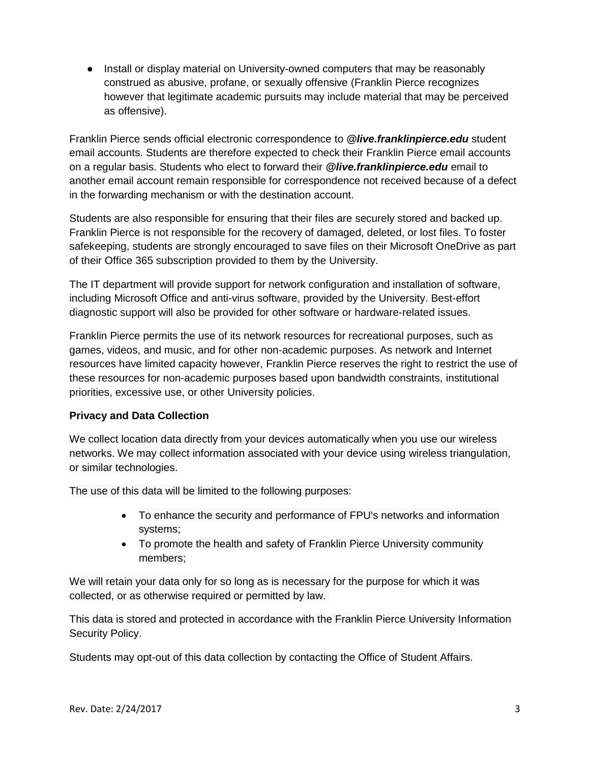- Install or display material on University-owned computers that may be reasonably construed as abusive, profane, or sexually offensive (Franklin Pierce recognizes however that legitimate academic pursuits may include material that may be perceived as offensive).

Franklin Pierce sends official electronic correspondence to **@*live.franklinpierce.edu*** student email accounts. Students are therefore expected to check their Franklin Pierce email accounts on a regular basis. Students who elect to forward their **@*live.franklinpierce.edu*** email to another email account remain responsible for correspondence not received because of a defect in the forwarding mechanism or with the destination account.

Students are also responsible for ensuring that their files are securely stored and backed up. Franklin Pierce is not responsible for the recovery of damaged, deleted, or lost files. To foster safekeeping, students are strongly encouraged to save files on their Microsoft OneDrive as part of their Office 365 subscription provided to them by the University.

The IT department will provide support for network configuration and installation of software, including Microsoft Office and anti-virus software, provided by the University. Best-effort diagnostic support will also be provided for other software or hardware-related issues.

Franklin Pierce permits the use of its network resources for recreational purposes, such as games, videos, and music, and for other non-academic purposes. As network and Internet resources have limited capacity however, Franklin Pierce reserves the right to restrict the use of these resources for non-academic purposes based upon bandwidth constraints, institutional priorities, excessive use, or other University policies.

**Privacy and Data Collection**

We collect location data directly from your devices automatically when you use our wireless networks. We may collect information associated with your device using wireless triangulation, or similar technologies.

The use of this data will be limited to the following purposes:

- To enhance the security and performance of FPU's networks and information systems;
- To promote the health and safety of Franklin Pierce University community members;

We will retain your data only for so long as is necessary for the purpose for which it was collected, or as otherwise required or permitted by law.

This data is stored and protected in accordance with the Franklin Pierce University Information Security Policy.

Students may opt-out of this data collection by contacting the Office of Student Affairs.

Rev. Date: 2/24/2017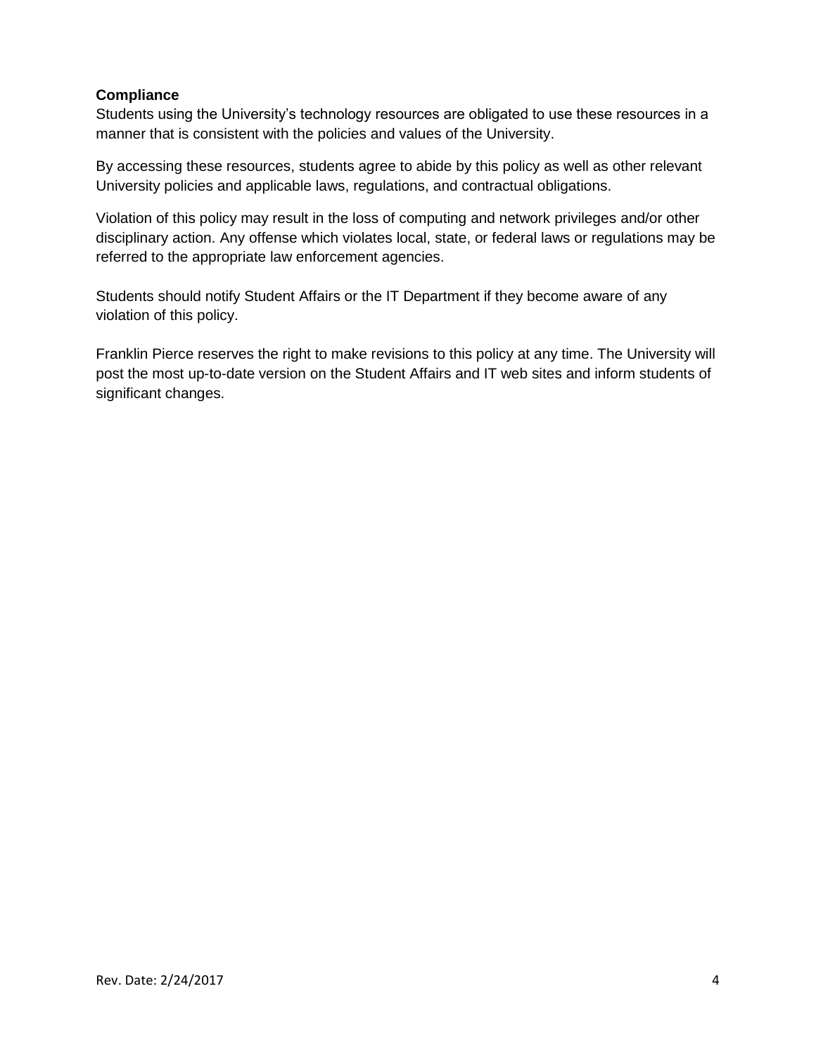**Compliance**

Students using the University's technology resources are obligated to use these resources in a manner that is consistent with the policies and values of the University.

By accessing these resources, students agree to abide by this policy as well as other relevant University policies and applicable laws, regulations, and contractual obligations.

Violation of this policy may result in the loss of computing and network privileges and/or other disciplinary action. Any offense which violates local, state, or federal laws or regulations may be referred to the appropriate law enforcement agencies.

Students should notify Student Affairs or the IT Department if they become aware of any violation of this policy.

Franklin Pierce reserves the right to make revisions to this policy at any time. The University will post the most up-to-date version on the Student Affairs and IT web sites and inform students of significant changes.

Rev. Date: 2/24/2017